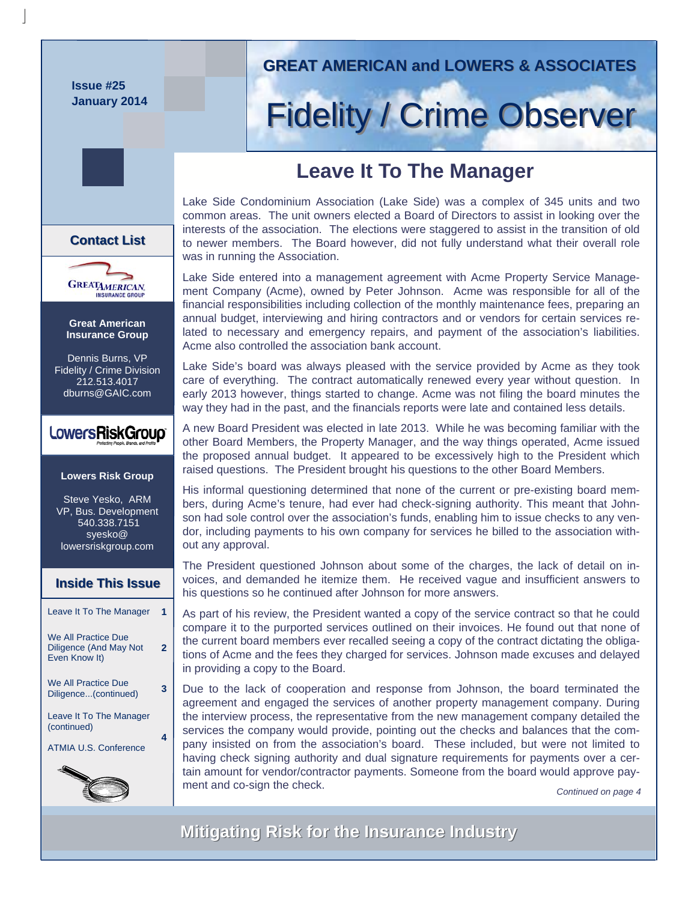Issue #25
January 2014

GREAT AMERICAN and LOWERS & ASSOCIATES

# Fidelity / Crime Observer

## Leave It To The Manager

Lake Side Condominium Association (Lake Side) was a complex of 345 units and two common areas. The unit owners elected a Board of Directors to assist in looking over the interests of the association. The elections were staggered to assist in the transition of old to newer members. The Board however, did not fully understand what their overall role was in running the Association.

Lake Side entered into a management agreement with Acme Property Service Management Company (Acme), owned by Peter Johnson. Acme was responsible for all of the financial responsibilities including collection of the monthly maintenance fees, preparing an annual budget, interviewing and hiring contractors and or vendors for certain services related to necessary and emergency repairs, and payment of the association's liabilities. Acme also controlled the association bank account.

Lake Side's board was always pleased with the service provided by Acme as they took care of everything. The contract automatically renewed every year without question. In early 2013 however, things started to change. Acme was not filing the board minutes the way they had in the past, and the financials reports were late and contained less details.

A new Board President was elected in late 2013. While he was becoming familiar with the other Board Members, the Property Manager, and the way things operated, Acme issued the proposed annual budget. It appeared to be excessively high to the President which raised questions. The President brought his questions to the other Board Members.

His informal questioning determined that none of the current or pre-existing board members, during Acme's tenure, had ever had check-signing authority. This meant that Johnson had sole control over the association's funds, enabling him to issue checks to any vendor, including payments to his own company for services he billed to the association without any approval.

The President questioned Johnson about some of the charges, the lack of detail on invoices, and demanded he itemize them. He received vague and insufficient answers to his questions so he continued after Johnson for more answers.

As part of his review, the President wanted a copy of the service contract so that he could compare it to the purported services outlined on their invoices. He found out that none of the current board members ever recalled seeing a copy of the contract dictating the obligations of Acme and the fees they charged for services. Johnson made excuses and delayed in providing a copy to the Board.

Due to the lack of cooperation and response from Johnson, the board terminated the agreement and engaged the services of another property management company. During the interview process, the representative from the new management company detailed the services the company would provide, pointing out the checks and balances that the company insisted on from the association's board. These included, but were not limited to having check signing authority and dual signature requirements for payments over a certain amount for vendor/contractor payments. Someone from the board would approve payment and co-sign the check.

*Continued on page 4*

### Contact List

**Great American Insurance Group**

Dennis Burns, VP
Fidelity / Crime Division
212.513.4017
dburns@GAIC.com

**Lowers Risk Group**

Steve Yesko, ARM
VP, Bus. Development
540.338.7151
syesko@lowersriskgroup.com

### Inside This Issue

| | |
|---|---|
| Leave It To The Manager | 1 |
| We All Practice Due Diligence (And May Not Even Know It) | 2 |
| We All Practice Due Diligence...(continued) | 3 |
| Leave It To The Manager (continued) | 4 |
| ATMIA U.S. Conference | 4 |

**Mitigating Risk for the Insurance Industry**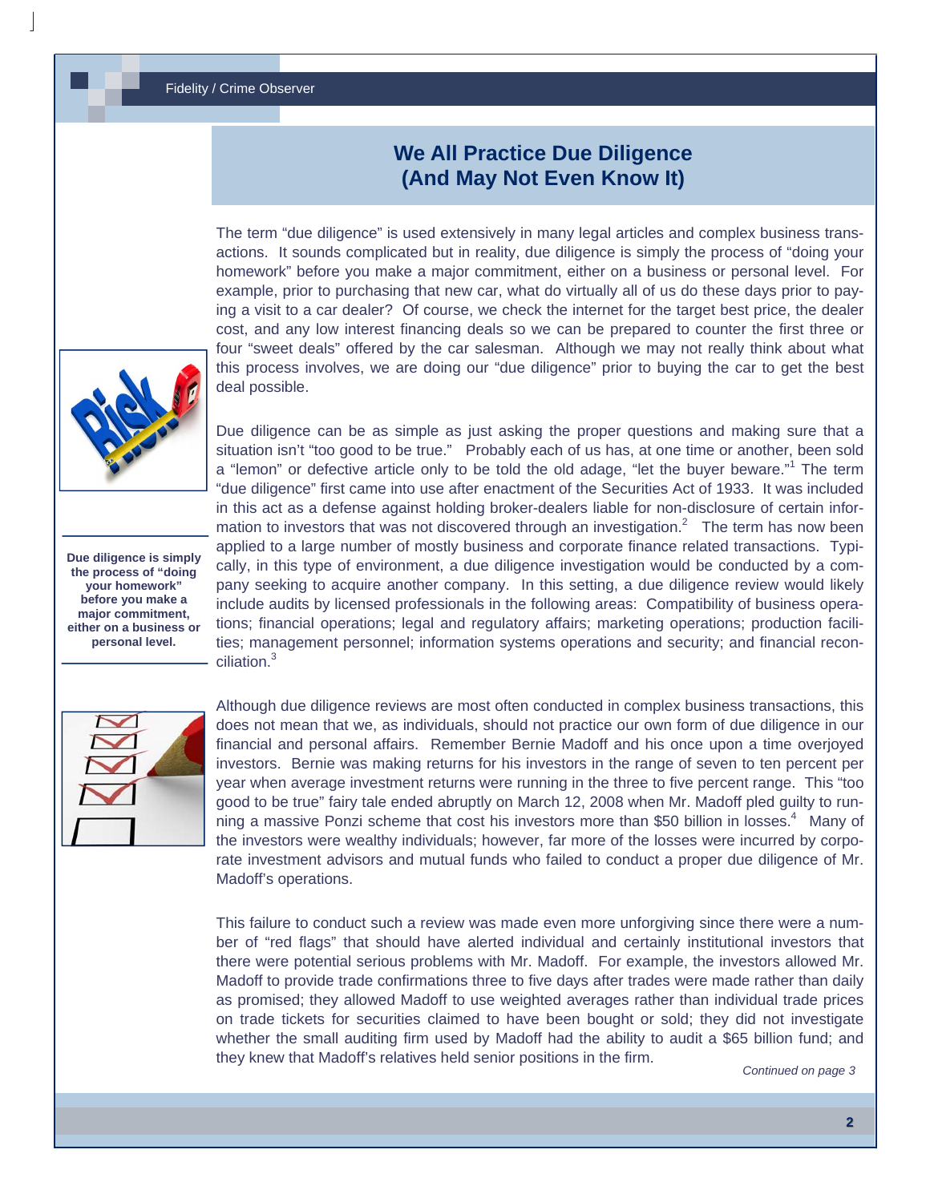# We All Practice Due Diligence (And May Not Even Know It)

The term "due diligence" is used extensively in many legal articles and complex business transactions. It sounds complicated but in reality, due diligence is simply the process of "doing your homework" before you make a major commitment, either on a business or personal level. For example, prior to purchasing that new car, what do virtually all of us do these days prior to paying a visit to a car dealer? Of course, we check the internet for the target best price, the dealer cost, and any low interest financing deals so we can be prepared to counter the first three or four "sweet deals" offered by the car salesman. Although we may not really think about what this process involves, we are doing our "due diligence" prior to buying the car to get the best deal possible.

**Due diligence is simply the process of "doing your homework" before you make a major commitment, either on a business or personal level.**

Due diligence can be as simple as just asking the proper questions and making sure that a situation isn't "too good to be true." Probably each of us has, at one time or another, been sold a "lemon" or defective article only to be told the old adage, "let the buyer beware."[1] The term "due diligence" first came into use after enactment of the Securities Act of 1933. It was included in this act as a defense against holding broker-dealers liable for non-disclosure of certain information to investors that was not discovered through an investigation.[2] The term has now been applied to a large number of mostly business and corporate finance related transactions. Typically, in this type of environment, a due diligence investigation would be conducted by a company seeking to acquire another company. In this setting, a due diligence review would likely include audits by licensed professionals in the following areas: Compatibility of business operations; financial operations; legal and regulatory affairs; marketing operations; production facilities; management personnel; information systems operations and security; and financial reconciliation.[3]

Although due diligence reviews are most often conducted in complex business transactions, this does not mean that we, as individuals, should not practice our own form of due diligence in our financial and personal affairs. Remember Bernie Madoff and his once upon a time overjoyed investors. Bernie was making returns for his investors in the range of seven to ten percent per year when average investment returns were running in the three to five percent range. This "too good to be true" fairy tale ended abruptly on March 12, 2008 when Mr. Madoff pled guilty to running a massive Ponzi scheme that cost his investors more than $50 billion in losses.[4] Many of the investors were wealthy individuals; however, far more of the losses were incurred by corporate investment advisors and mutual funds who failed to conduct a proper due diligence of Mr. Madoff's operations.

This failure to conduct such a review was made even more unforgiving since there were a number of "red flags" that should have alerted individual and certainly institutional investors that there were potential serious problems with Mr. Madoff. For example, the investors allowed Mr. Madoff to provide trade confirmations three to five days after trades were made rather than daily as promised; they allowed Madoff to use weighted averages rather than individual trade prices on trade tickets for securities claimed to have been bought or sold; they did not investigate whether the small auditing firm used by Madoff had the ability to audit a $65 billion fund; and they knew that Madoff's relatives held senior positions in the firm.

*Continued on page 3*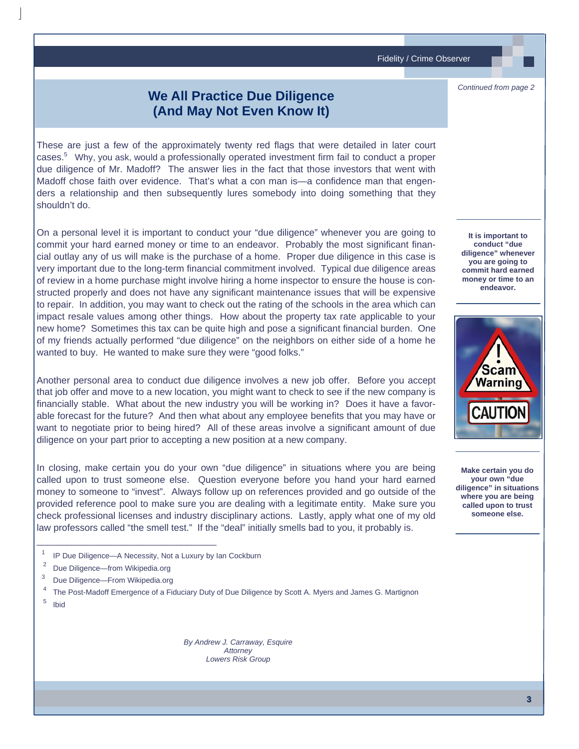*Continued from page 2*

# We All Practice Due Diligence (And May Not Even Know It)

These are just a few of the approximately twenty red flags that were detailed in later court cases.[5] Why, you ask, would a professionally operated investment firm fail to conduct a proper due diligence of Mr. Madoff? The answer lies in the fact that those investors that went with Madoff chose faith over evidence. That's what a con man is—a confidence man that engenders a relationship and then subsequently lures somebody into doing something that they shouldn't do.

On a personal level it is important to conduct your "due diligence" whenever you are going to commit your hard earned money or time to an endeavor. Probably the most significant financial outlay any of us will make is the purchase of a home. Proper due diligence in this case is very important due to the long-term financial commitment involved. Typical due diligence areas of review in a home purchase might involve hiring a home inspector to ensure the house is constructed properly and does not have any significant maintenance issues that will be expensive to repair. In addition, you may want to check out the rating of the schools in the area which can impact resale values among other things. How about the property tax rate applicable to your new home? Sometimes this tax can be quite high and pose a significant financial burden. One of my friends actually performed "due diligence" on the neighbors on either side of a home he wanted to buy. He wanted to make sure they were "good folks."

**It is important to conduct "due diligence" whenever you are going to commit hard earned money or time to an endeavor.**

Another personal area to conduct due diligence involves a new job offer. Before you accept that job offer and move to a new location, you might want to check to see if the new company is financially stable. What about the new industry you will be working in? Does it have a favorable forecast for the future? And then what about any employee benefits that you may have or want to negotiate prior to being hired? All of these areas involve a significant amount of due diligence on your part prior to accepting a new position at a new company.

In closing, make certain you do your own "due diligence" in situations where you are being called upon to trust someone else. Question everyone before you hand your hard earned money to someone to "invest". Always follow up on references provided and go outside of the provided reference pool to make sure you are dealing with a legitimate entity. Make sure you check professional licenses and industry disciplinary actions. Lastly, apply what one of my old law professors called "the smell test." If the "deal" initially smells bad to you, it probably is.

**Make certain you do your own "due diligence" in situations where you are being called upon to trust someone else.**

---

[1] IP Due Diligence—A Necessity, Not a Luxury by Ian Cockburn

[2] Due Diligence—from Wikipedia.org

[3] Due Diligence—From Wikipedia.org

[4] The Post-Madoff Emergence of a Fiduciary Duty of Due Diligence by Scott A. Myers and James G. Martignon

[5] Ibid

*By Andrew J. Carraway, Esquire*
*Attorney*
*Lowers Risk Group*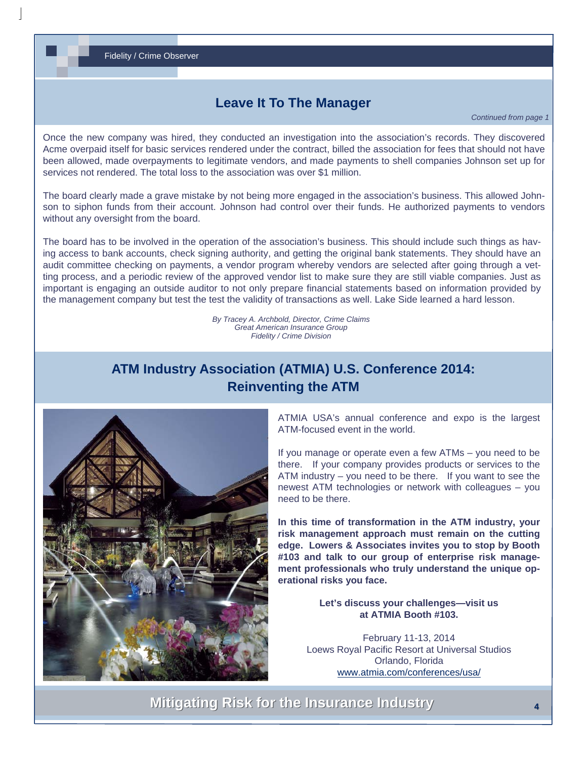## Leave It To The Manager

*Continued from page 1*

Once the new company was hired, they conducted an investigation into the association's records. They discovered Acme overpaid itself for basic services rendered under the contract, billed the association for fees that should not have been allowed, made overpayments to legitimate vendors, and made payments to shell companies Johnson set up for services not rendered. The total loss to the association was over $1 million.

The board clearly made a grave mistake by not being more engaged in the association's business. This allowed Johnson to siphon funds from their account. Johnson had control over their funds. He authorized payments to vendors without any oversight from the board.

The board has to be involved in the operation of the association's business. This should include such things as having access to bank accounts, check signing authority, and getting the original bank statements. They should have an audit committee checking on payments, a vendor program whereby vendors are selected after going through a vetting process, and a periodic review of the approved vendor list to make sure they are still viable companies. Just as important is engaging an outside auditor to not only prepare financial statements based on information provided by the management company but test the test the validity of transactions as well. Lake Side learned a hard lesson.

*By Tracey A. Archbold, Director, Crime Claims*
*Great American Insurance Group*
*Fidelity / Crime Division*

## ATM Industry Association (ATMIA) U.S. Conference 2014: Reinventing the ATM

ATMIA USA's annual conference and expo is the largest ATM-focused event in the world.

If you manage or operate even a few ATMs – you need to be there. If your company provides products or services to the ATM industry – you need to be there. If you want to see the newest ATM technologies or network with colleagues – you need to be there.

**In this time of transformation in the ATM industry, your risk management approach must remain on the cutting edge. Lowers & Associates invites you to stop by Booth #103 and talk to our group of enterprise risk management professionals who truly understand the unique operational risks you face.**

**Let's discuss your challenges—visit us at ATMIA Booth #103.**

February 11-13, 2014
Loews Royal Pacific Resort at Universal Studios
Orlando, Florida
www.atmia.com/conferences/usa/